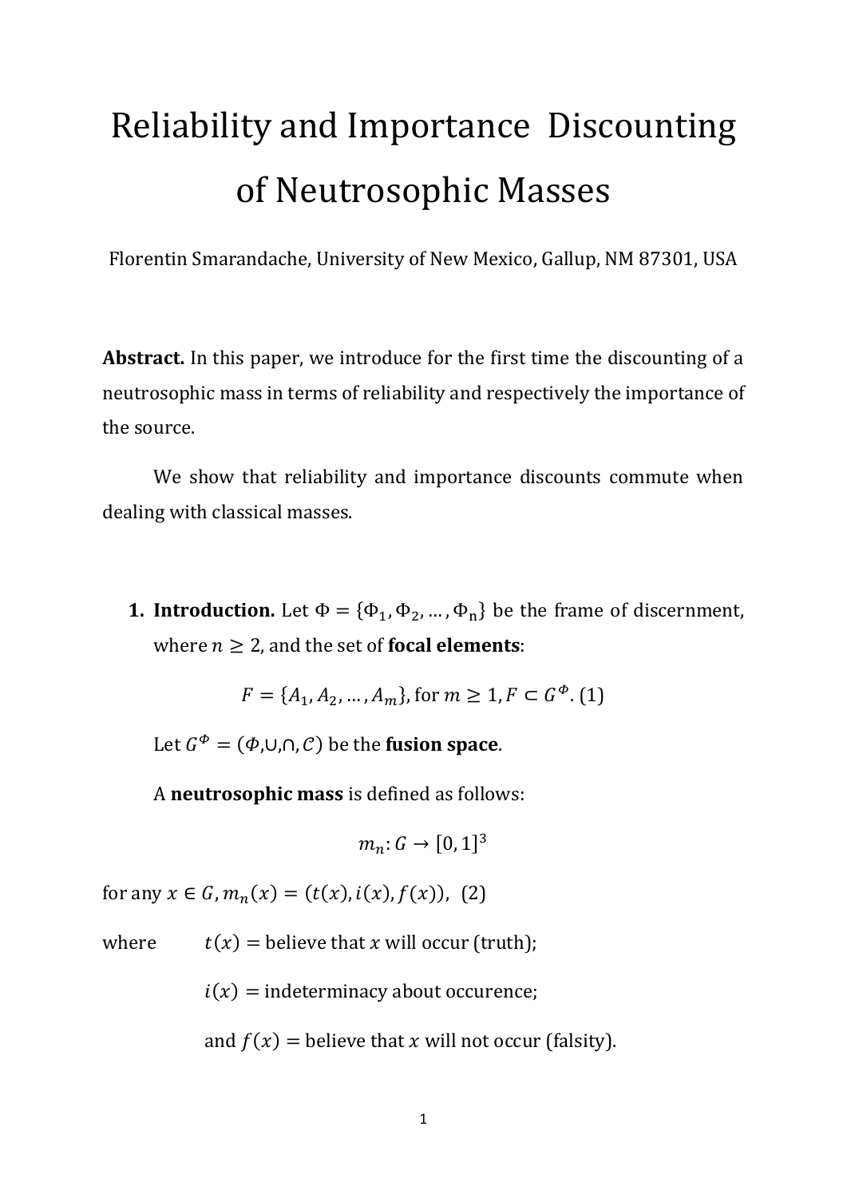# Reliability and Importance Discounting of Neutrosophic Masses

Florentin Smarandache, University of New Mexico, Gallup, NM 87301, USA

**Abstract.** In this paper, we introduce for the first time the discounting of a neutrosophic mass in terms of reliability and respectively the importance of the source.

We show that reliability and importance discounts commute when dealing with classical masses.

1. **Introduction.** Let $\Phi = \{\Phi_1, \Phi_2, \ldots, \Phi_n\}$ be the frame of discernment, where $n \geq 2$, and the set of **focal elements**:

$$F = \{A_1, A_2, \ldots, A_m\}, \text{for } m \geq 1, F \subset G^{\Phi}. \text{ (1)}$$

Let $G^{\Phi} = (\Phi, \cup, \cap, \mathcal{C})$ be the **fusion space**.

A **neutrosophic mass** is defined as follows:

$$m_n: G \to [0,1]^3$$

for any $x \in G$, $m_n(x) = (t(x), i(x), f(x))$, (2)

where $t(x)$ = believe that $x$ will occur (truth);

$i(x)$ = indeterminacy about occurence;

and $f(x)$ = believe that $x$ will not occur (falsity).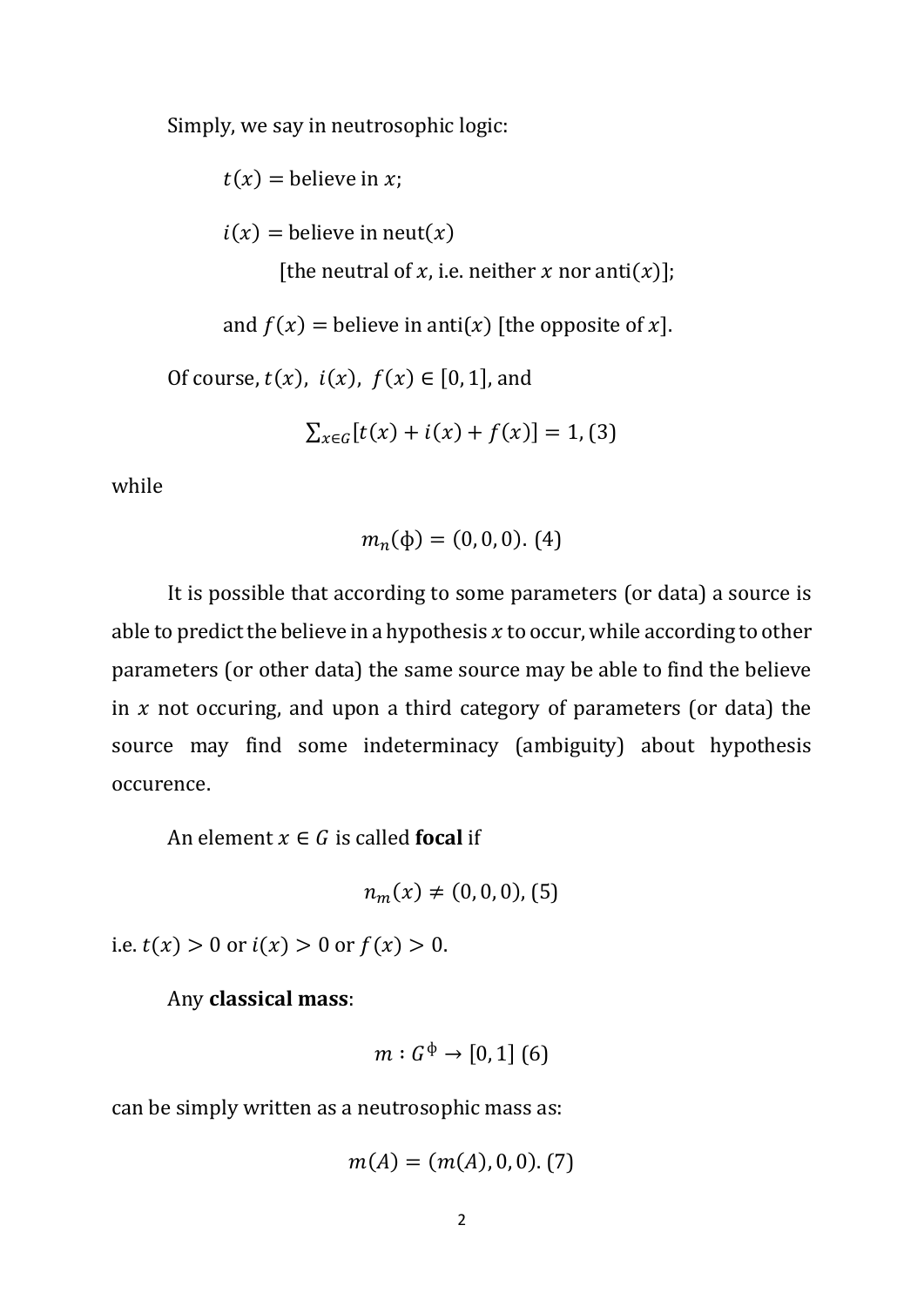Simply, we say in neutrosophic logic:

$t(x) =$ believe in $x$;

$i(x) =$ believe in neut$(x)$
[the neutral of $x$, i.e. neither $x$ nor anti$(x)$];

and $f(x) =$ believe in anti$(x)$ [the opposite of $x$].

Of course, $t(x),\ i(x),\ f(x) \in [0,1]$, and

$$\sum_{x \in G}[t(x) + i(x) + f(x)] = 1, (3)$$

while

$$m_n(\phi) = (0,0,0). (4)$$

It is possible that according to some parameters (or data) a source is able to predict the believe in a hypothesis $x$ to occur, while according to other parameters (or other data) the same source may be able to find the believe in $x$ not occuring, and upon a third category of parameters (or data) the source may find some indeterminacy (ambiguity) about hypothesis occurence.

An element $x \in G$ is called **focal** if

$$n_m(x) \neq (0,0,0), (5)$$

i.e. $t(x) > 0$ or $i(x) > 0$ or $f(x) > 0$.

Any **classical mass**:

$$m : G^{\phi} \rightarrow [0,1] \ (6)$$

can be simply written as a neutrosophic mass as:

$$m(A) = (m(A), 0, 0). (7)$$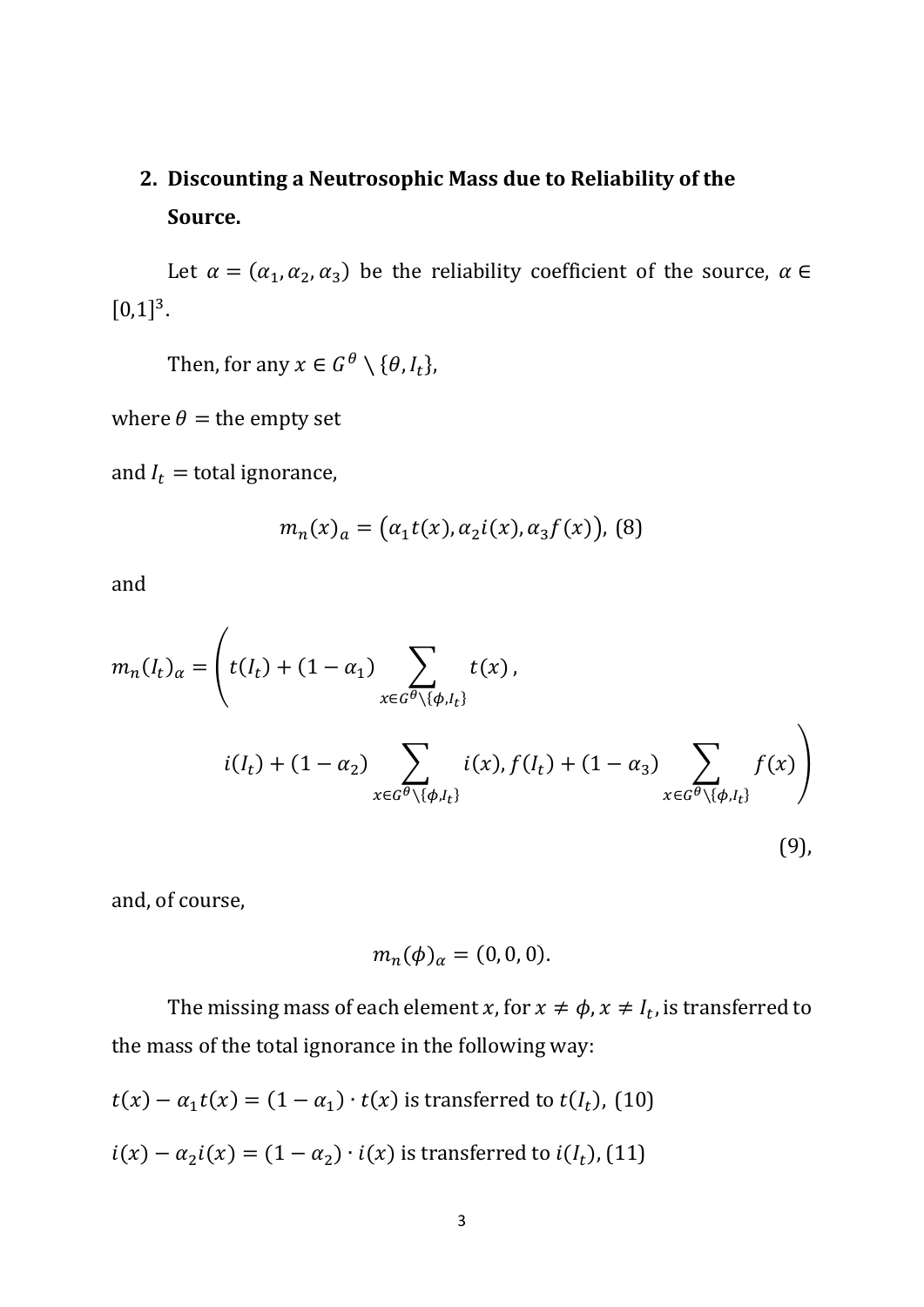## 2. Discounting a Neutrosophic Mass due to Reliability of the Source.

Let $\alpha = (\alpha_1, \alpha_2, \alpha_3)$ be the reliability coefficient of the source, $\alpha \in [0,1]^3$.

Then, for any $x \in G^\theta \setminus \{\theta, I_t\}$,

where $\theta =$ the empty set

and $I_t =$ total ignorance,

$$m_n(x)_\alpha = \left(\alpha_1 t(x), \alpha_2 i(x), \alpha_3 f(x)\right), \ (8)$$

and

$$m_n(I_t)_\alpha = \left( t(I_t) + (1-\alpha_1) \sum_{x \in G^\theta \setminus \{\phi, I_t\}} t(x), \right.$$
$$\left. i(I_t) + (1-\alpha_2) \sum_{x \in G^\theta \setminus \{\phi, I_t\}} i(x), f(I_t) + (1-\alpha_3) \sum_{x \in G^\theta \setminus \{\phi, I_t\}} f(x) \right) \quad (9),$$

and, of course,

$$m_n(\phi)_\alpha = (0, 0, 0).$$

The missing mass of each element $x$, for $x \neq \phi, x \neq I_t$, is transferred to the mass of the total ignorance in the following way:

$t(x) - \alpha_1 t(x) = (1 - \alpha_1) \cdot t(x)$ is transferred to $t(I_t)$, (10)

$i(x) - \alpha_2 i(x) = (1 - \alpha_2) \cdot i(x)$ is transferred to $i(I_t)$, (11)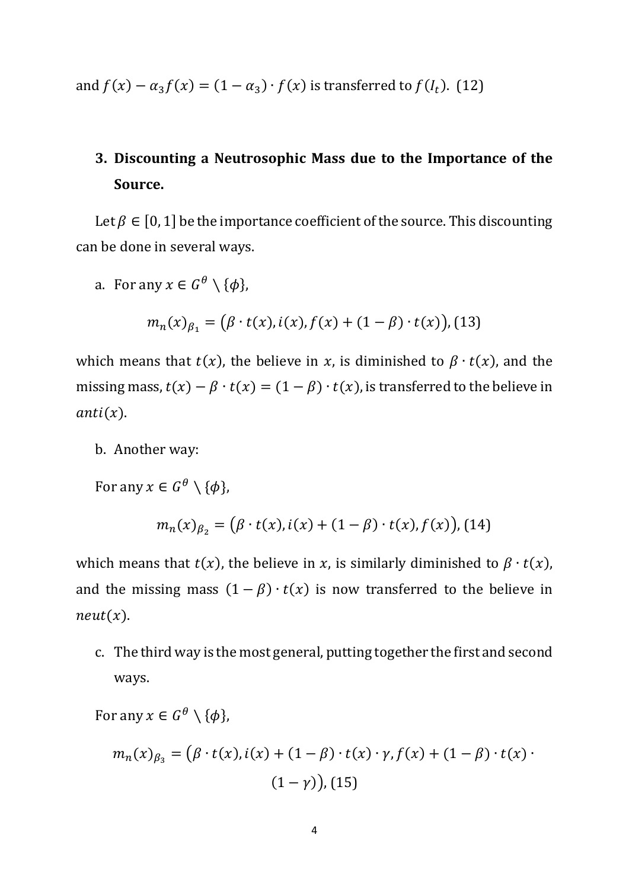and $f(x) - \alpha_3 f(x) = (1 - \alpha_3) \cdot f(x)$ is transferred to $f(I_t)$. (12)

## 3. Discounting a Neutrosophic Mass due to the Importance of the Source.

Let $\beta \in [0, 1]$ be the importance coefficient of the source. This discounting can be done in several ways.

a. For any $x \in G^\theta \setminus \{\phi\}$,

$$m_n(x)_{\beta_1} = \big(\beta \cdot t(x), i(x), f(x) + (1 - \beta) \cdot t(x)\big), (13)$$

which means that $t(x)$, the believe in $x$, is diminished to $\beta \cdot t(x)$, and the missing mass, $t(x) - \beta \cdot t(x) = (1 - \beta) \cdot t(x)$, is transferred to the believe in $anti(x)$.

b. Another way:

For any $x \in G^\theta \setminus \{\phi\}$,

$$m_n(x)_{\beta_2} = \big(\beta \cdot t(x), i(x) + (1 - \beta) \cdot t(x), f(x)\big), (14)$$

which means that $t(x)$, the believe in $x$, is similarly diminished to $\beta \cdot t(x)$, and the missing mass $(1 - \beta) \cdot t(x)$ is now transferred to the believe in $neut(x)$.

c. The third way is the most general, putting together the first and second ways.

For any $x \in G^\theta \setminus \{\phi\}$,

$$m_n(x)_{\beta_3} = \big(\beta \cdot t(x), i(x) + (1 - \beta) \cdot t(x) \cdot \gamma, f(x) + (1 - \beta) \cdot t(x) \cdot (1 - \gamma)\big), (15)$$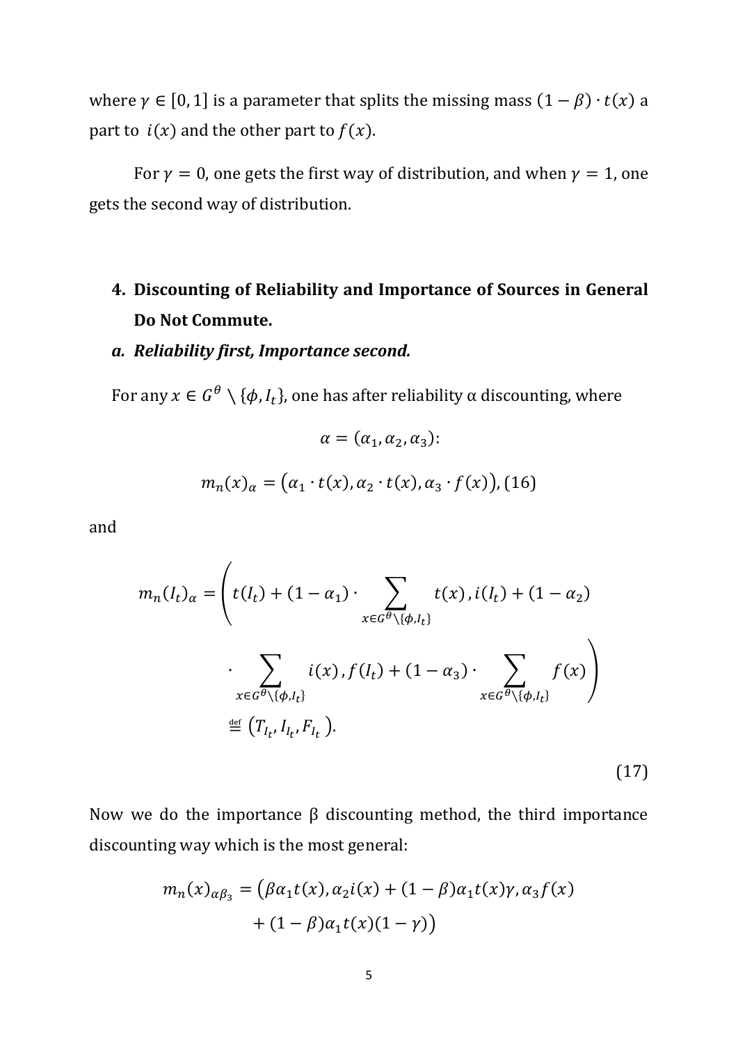where $\gamma \in [0, 1]$ is a parameter that splits the missing mass $(1-\beta) \cdot t(x)$ a part to $i(x)$ and the other part to $f(x)$.

For $\gamma = 0$, one gets the first way of distribution, and when $\gamma = 1$, one gets the second way of distribution.

## 4. Discounting of Reliability and Importance of Sources in General Do Not Commute.

### *a. Reliability first, Importance second.*

For any $x \in G^{\theta} \setminus \{\phi, I_t\}$, one has after reliability α discounting, where

$$\alpha = (\alpha_1, \alpha_2, \alpha_3):$$

$$m_n(x)_{\alpha} = \big(\alpha_1 \cdot t(x), \alpha_2 \cdot t(x), \alpha_3 \cdot f(x)\big), (16)$$

and

$$m_n(I_t)_{\alpha} = \left( t(I_t) + (1-\alpha_1) \cdot \sum_{x \in G^{\theta} \setminus \{\phi, I_t\}} t(x), i(I_t) + (1-\alpha_2) \cdot \sum_{x \in G^{\theta} \setminus \{\phi, I_t\}} i(x), f(I_t) + (1-\alpha_3) \cdot \sum_{x \in G^{\theta} \setminus \{\phi, I_t\}} f(x) \right) \stackrel{\text{def}}{=} \left(T_{I_t}, I_{I_t}, F_{I_t}\right). \tag{17}$$

Now we do the importance β discounting method, the third importance discounting way which is the most general:

$$m_n(x)_{\alpha\beta_3} = \big(\beta\alpha_1 t(x), \alpha_2 i(x) + (1-\beta)\alpha_1 t(x)\gamma, \alpha_3 f(x) + (1-\beta)\alpha_1 t(x)(1-\gamma)\big)$$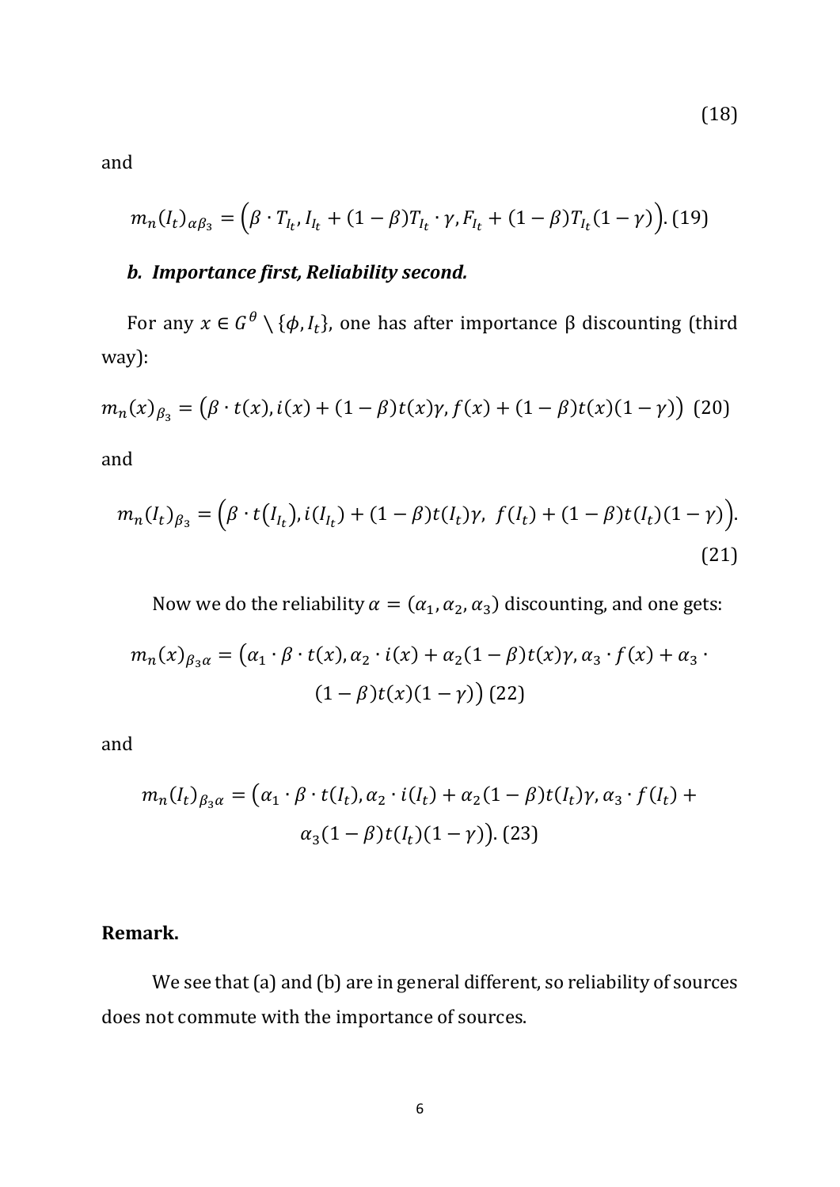$$(18)$$

and

$$m_n(I_t)_{\alpha\beta_3} = \left(\beta \cdot T_{I_t}, I_{I_t} + (1-\beta)T_{I_t} \cdot \gamma, F_{I_t} + (1-\beta)T_{I_t}(1-\gamma)\right). \quad (19)$$

### *b. Importance first, Reliability second.*

For any $x \in G^\theta \setminus \{\phi, I_t\}$, one has after importance β discounting (third way):

$$m_n(x)_{\beta_3} = \left(\beta \cdot t(x), i(x) + (1-\beta)t(x)\gamma, f(x) + (1-\beta)t(x)(1-\gamma)\right) \quad (20)$$

and

$$m_n(I_t)_{\beta_3} = \left(\beta \cdot t(I_{I_t}), i(I_{I_t}) + (1-\beta)t(I_t)\gamma,\ f(I_t) + (1-\beta)t(I_t)(1-\gamma)\right). \quad (21)$$

Now we do the reliability $\alpha = (\alpha_1, \alpha_2, \alpha_3)$ discounting, and one gets:

$$m_n(x)_{\beta_3\alpha} = \left(\alpha_1 \cdot \beta \cdot t(x), \alpha_2 \cdot i(x) + \alpha_2(1-\beta)t(x)\gamma, \alpha_3 \cdot f(x) + \alpha_3 \cdot (1-\beta)t(x)(1-\gamma)\right) \quad (22)$$

and

$$m_n(I_t)_{\beta_3\alpha} = \left(\alpha_1 \cdot \beta \cdot t(I_t), \alpha_2 \cdot i(I_t) + \alpha_2(1-\beta)t(I_t)\gamma, \alpha_3 \cdot f(I_t) + \alpha_3(1-\beta)t(I_t)(1-\gamma)\right). \quad (23)$$

**Remark.**

We see that (a) and (b) are in general different, so reliability of sources does not commute with the importance of sources.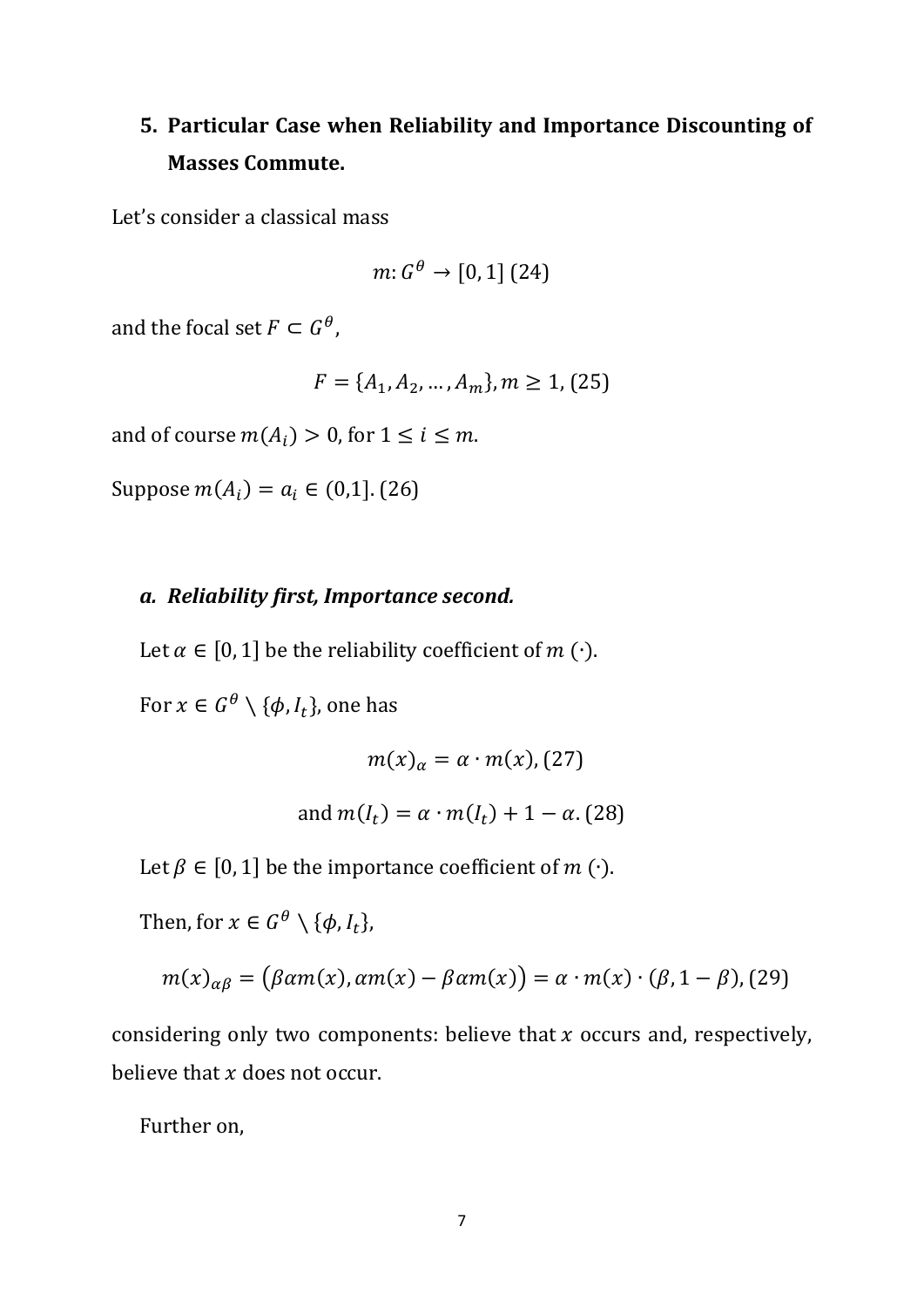## 5. Particular Case when Reliability and Importance Discounting of Masses Commute.

Let's consider a classical mass

$$m: G^{\theta} \to [0, 1] \ (24)$$

and the focal set $F \subset G^{\theta}$,

$$F = \{A_1, A_2, \dots, A_m\}, m \geq 1, \ (25)$$

and of course $m(A_i) > 0$, for $1 \leq i \leq m$.

Suppose $m(A_i) = a_i \in (0,1]$. (26)

### *a. Reliability first, Importance second.*

Let $\alpha \in [0, 1]$ be the reliability coefficient of $m(\cdot)$.

For $x \in G^{\theta} \setminus \{\phi, I_t\}$, one has

$$m(x)_{\alpha} = \alpha \cdot m(x), \ (27)$$

$$\text{and } m(I_t) = \alpha \cdot m(I_t) + 1 - \alpha. \ (28)$$

Let $\beta \in [0, 1]$ be the importance coefficient of $m(\cdot)$.

Then, for $x \in G^{\theta} \setminus \{\phi, I_t\}$,

$$m(x)_{\alpha\beta} = \big(\beta\alpha m(x), \alpha m(x) - \beta\alpha m(x)\big) = \alpha \cdot m(x) \cdot (\beta, 1 - \beta), \ (29)$$

considering only two components: believe that $x$ occurs and, respectively, believe that $x$ does not occur.

Further on,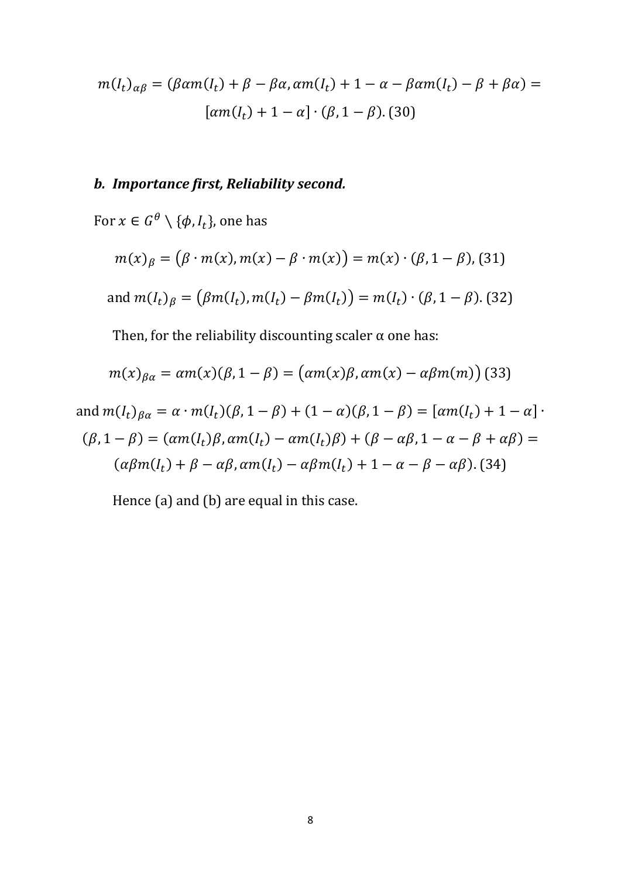$$m(I_t)_{\alpha\beta} = (\beta\alpha m(I_t) + \beta - \beta\alpha, \alpha m(I_t) + 1 - \alpha - \beta\alpha m(I_t) - \beta + \beta\alpha) =$$

$$[\alpha m(I_t) + 1 - \alpha] \cdot (\beta, 1 - \beta). \ (30)$$

### *b. Importance first, Reliability second.*

For $x \in G^{\theta} \setminus \{\phi, I_t\}$, one has

$$m(x)_{\beta} = \big(\beta \cdot m(x), m(x) - \beta \cdot m(x)\big) = m(x) \cdot (\beta, 1 - \beta), \ (31)$$

and $m(I_t)_{\beta} = \big(\beta m(I_t), m(I_t) - \beta m(I_t)\big) = m(I_t) \cdot (\beta, 1 - \beta)$. (32)

Then, for the reliability discounting scaler α one has:

$$m(x)_{\beta\alpha} = \alpha m(x)(\beta, 1 - \beta) = \big(\alpha m(x)\beta, \alpha m(x) - \alpha\beta m(m)\big) \ (33)$$

and $m(I_t)_{\beta\alpha} = \alpha \cdot m(I_t)(\beta, 1 - \beta) + (1 - \alpha)(\beta, 1 - \beta) = [\alpha m(I_t) + 1 - \alpha] \cdot (\beta, 1 - \beta) = (\alpha m(I_t)\beta, \alpha m(I_t) - \alpha m(I_t)\beta) + (\beta - \alpha\beta, 1 - \alpha - \beta + \alpha\beta) = (\alpha\beta m(I_t) + \beta - \alpha\beta, \alpha m(I_t) - \alpha\beta m(I_t) + 1 - \alpha - \beta - \alpha\beta)$. (34)

Hence (a) and (b) are equal in this case.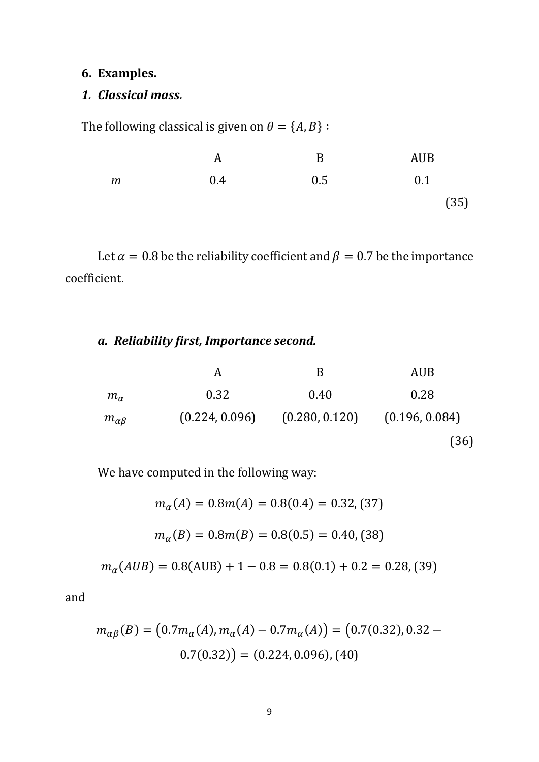## 6. Examples.

### *1. Classical mass.*

The following classical is given on $\theta = \{A, B\}$ :

| | A | B | AUB |
|---|---|---|---|
| $m$ | 0.4 | 0.5 | 0.1 |

(35)

Let $\alpha = 0.8$ be the reliability coefficient and $\beta = 0.7$ be the importance coefficient.

#### *a. Reliability first, Importance second.*

| | A | B | AUB |
|---|---|---|---|
| $m_\alpha$ | 0.32 | 0.40 | 0.28 |
| $m_{\alpha\beta}$ | (0.224, 0.096) | (0.280, 0.120) | (0.196, 0.084) |

(36)

We have computed in the following way:

$$m_\alpha(A) = 0.8m(A) = 0.8(0.4) = 0.32, (37)$$

$$m_\alpha(B) = 0.8m(B) = 0.8(0.5) = 0.40, (38)$$

$$m_\alpha(AUB) = 0.8(\text{AUB}) + 1 - 0.8 = 0.8(0.1) + 0.2 = 0.28, (39)$$

and

$$m_{\alpha\beta}(B) = \big(0.7m_\alpha(A), m_\alpha(A) - 0.7m_\alpha(A)\big) = \big(0.7(0.32), 0.32 - 0.7(0.32)\big) = (0.224, 0.096), (40)$$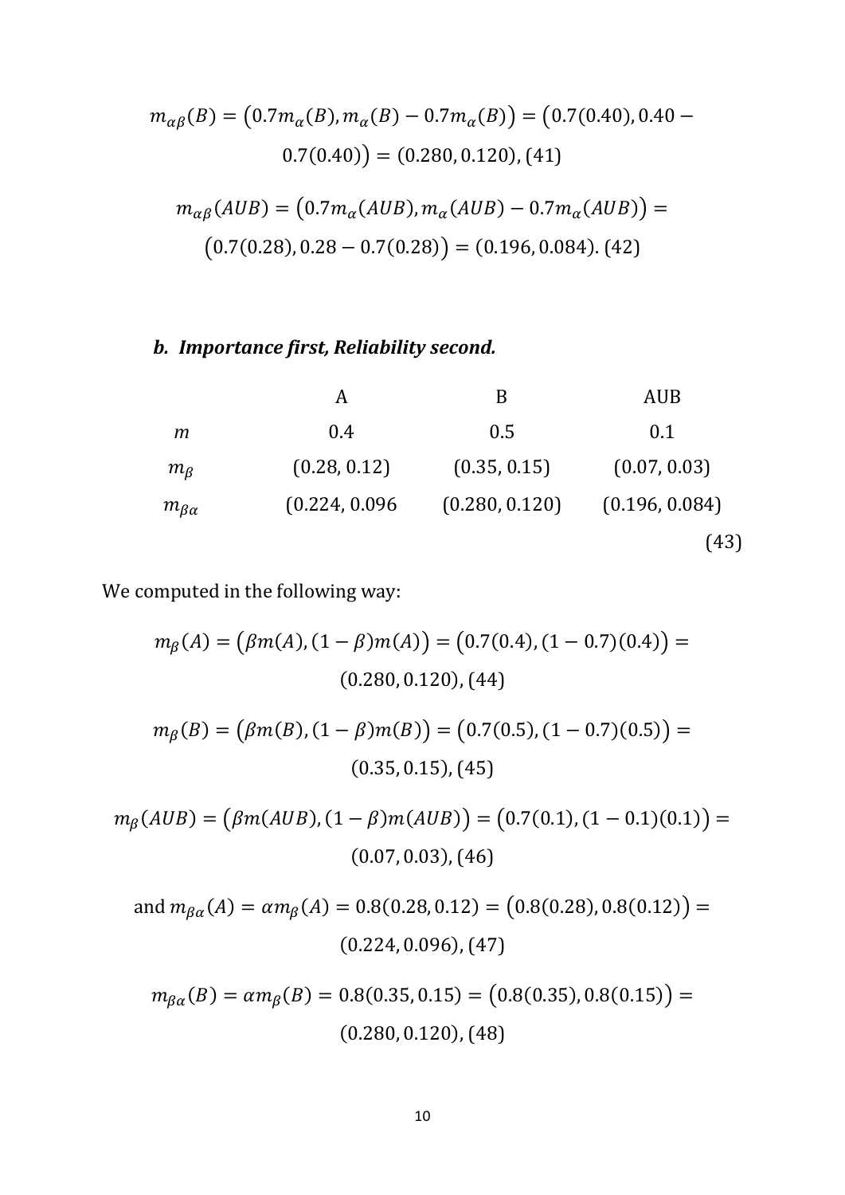$$m_{\alpha\beta}(B) = \left(0.7m_\alpha(B), m_\alpha(B) - 0.7m_\alpha(B)\right) = \left(0.7(0.40), 0.40 - 0.7(0.40)\right) = (0.280, 0.120), (41)$$

$$m_{\alpha\beta}(AUB) = \left(0.7m_\alpha(AUB), m_\alpha(AUB) - 0.7m_\alpha(AUB)\right) = \left(0.7(0.28), 0.28 - 0.7(0.28)\right) = (0.196, 0.084). (42)$$

### *b. Importance first, Reliability second.*

| | A | B | AUB |
|---|---|---|---|
| $m$ | 0.4 | 0.5 | 0.1 |
| $m_\beta$ | (0.28, 0.12) | (0.35, 0.15) | (0.07, 0.03) |
| $m_{\beta\alpha}$ | (0.224, 0.096 | (0.280, 0.120) | (0.196, 0.084) |

(43)

We computed in the following way:

$$m_\beta(A) = \left(\beta m(A), (1-\beta)m(A)\right) = \left(0.7(0.4), (1-0.7)(0.4)\right) = (0.280, 0.120), (44)$$

$$m_\beta(B) = \left(\beta m(B), (1-\beta)m(B)\right) = \left(0.7(0.5), (1-0.7)(0.5)\right) = (0.35, 0.15), (45)$$

$$m_\beta(AUB) = \left(\beta m(AUB), (1-\beta)m(AUB)\right) = \left(0.7(0.1), (1-0.1)(0.1)\right) = (0.07, 0.03), (46)$$

and $m_{\beta\alpha}(A) = \alpha m_\beta(A) = 0.8(0.28, 0.12) = \left(0.8(0.28), 0.8(0.12)\right) = (0.224, 0.096), (47)$

$$m_{\beta\alpha}(B) = \alpha m_\beta(B) = 0.8(0.35, 0.15) = \left(0.8(0.35), 0.8(0.15)\right) = (0.280, 0.120), (48)$$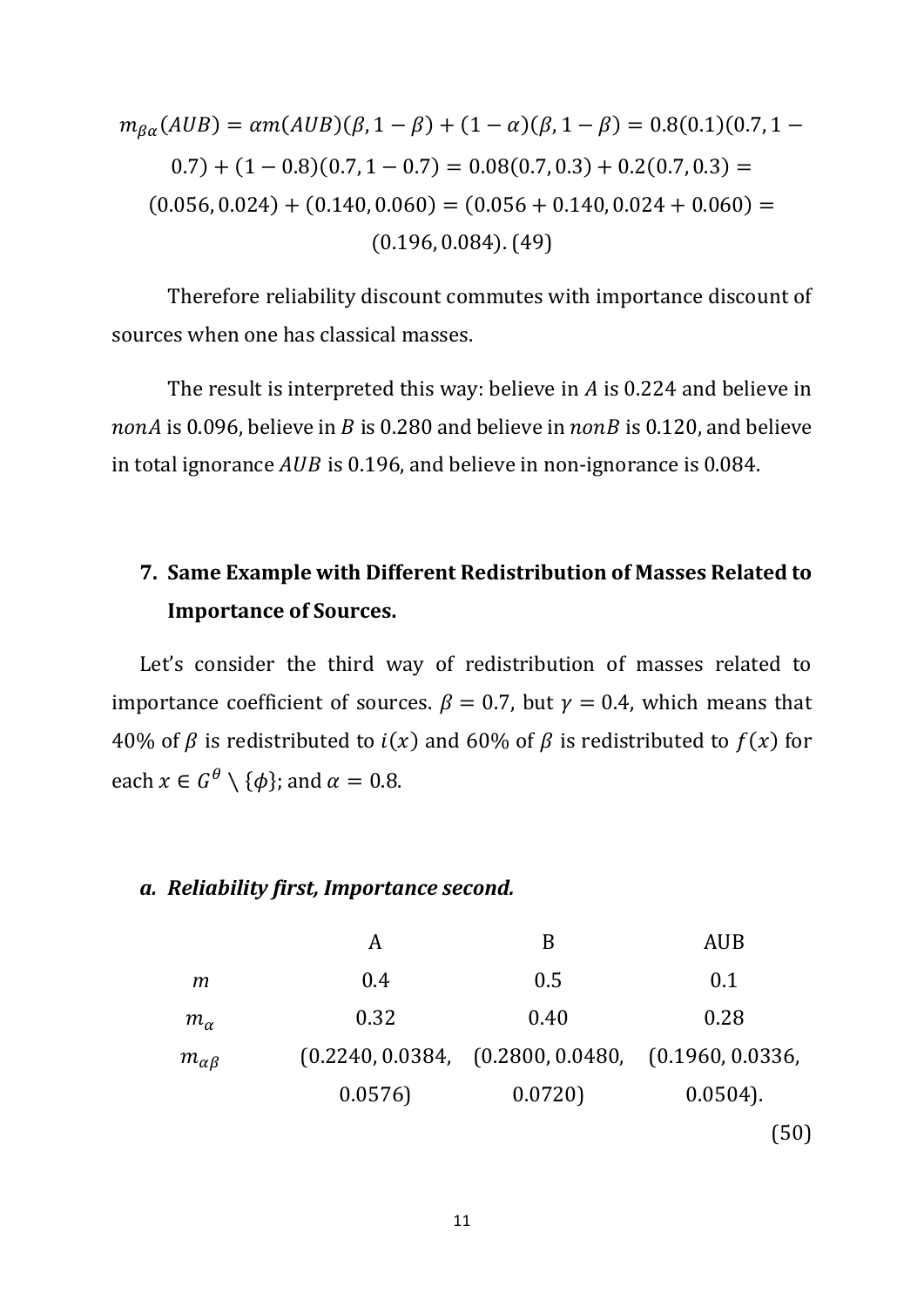$$m_{\beta\alpha}(AUB) = \alpha m(AUB)(\beta, 1-\beta) + (1-\alpha)(\beta, 1-\beta) = 0.8(0.1)(0.7, 1-0.7) + (1-0.8)(0.7, 1-0.7) = 0.08(0.7, 0.3) + 0.2(0.7, 0.3) = (0.056, 0.024) + (0.140, 0.060) = (0.056 + 0.140, 0.024 + 0.060) = (0.196, 0.084). \quad (49)$$

Therefore reliability discount commutes with importance discount of sources when one has classical masses.

The result is interpreted this way: believe in $A$ is 0.224 and believe in $nonA$ is 0.096, believe in $B$ is 0.280 and believe in $nonB$ is 0.120, and believe in total ignorance $AUB$ is 0.196, and believe in non-ignorance is 0.084.

## 7. Same Example with Different Redistribution of Masses Related to Importance of Sources.

Let's consider the third way of redistribution of masses related to importance coefficient of sources. $\beta = 0.7$, but $\gamma = 0.4$, which means that 40% of $\beta$ is redistributed to $i(x)$ and 60% of $\beta$ is redistributed to $f(x)$ for each $x \in G^\theta \setminus \{\phi\}$; and $\alpha = 0.8$.

### *a. Reliability first, Importance second.*

| | A | B | AUB |
|---|---|---|---|
| $m$ | 0.4 | 0.5 | 0.1 |
| $m_\alpha$ | 0.32 | 0.40 | 0.28 |
| $m_{\alpha\beta}$ | (0.2240, 0.0384, 0.0576) | (0.2800, 0.0480, 0.0720) | (0.1960, 0.0336, 0.0504). |

(50)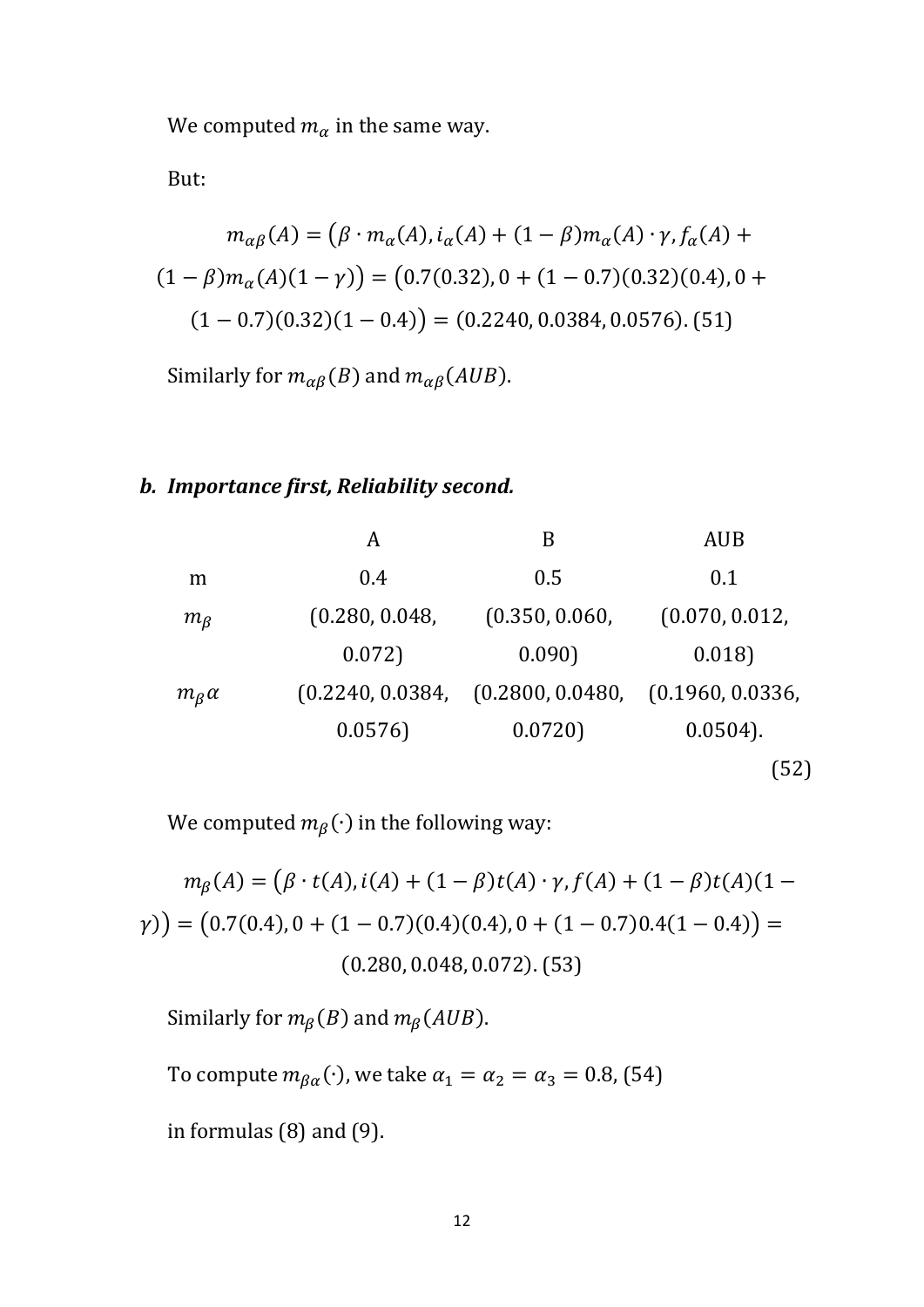We computed $m_\alpha$ in the same way.

But:

$$m_{\alpha\beta}(A) = \big(\beta \cdot m_\alpha(A), i_\alpha(A) + (1-\beta)m_\alpha(A) \cdot \gamma, f_\alpha(A) + (1-\beta)m_\alpha(A)(1-\gamma)\big) = \big(0.7(0.32), 0 + (1-0.7)(0.32)(0.4), 0 + (1-0.7)(0.32)(1-0.4)\big) = (0.2240, 0.0384, 0.0576). \quad (51)$$

Similarly for $m_{\alpha\beta}(B)$ and $m_{\alpha\beta}(AUB)$.

### *b. Importance first, Reliability second.*

| | A | B | AUB |
|---|---|---|---|
| m | 0.4 | 0.5 | 0.1 |
| $m_\beta$ | (0.280, 0.048, 0.072) | (0.350, 0.060, 0.090) | (0.070, 0.012, 0.018) |
| $m_\beta\alpha$ | (0.2240, 0.0384, 0.0576) | (0.2800, 0.0480, 0.0720) | (0.1960, 0.0336, 0.0504). |

(52)

We computed $m_\beta(\cdot)$ in the following way:

$$m_\beta(A) = \big(\beta \cdot t(A), i(A) + (1-\beta)t(A) \cdot \gamma, f(A) + (1-\beta)t(A)(1-\gamma)\big) = \big(0.7(0.4), 0 + (1-0.7)(0.4)(0.4), 0 + (1-0.7)0.4(1-0.4)\big) = (0.280, 0.048, 0.072). \quad (53)$$

Similarly for $m_\beta(B)$ and $m_\beta(AUB)$.

To compute $m_{\beta\alpha}(\cdot)$, we take $\alpha_1 = \alpha_2 = \alpha_3 = 0.8$, (54)

in formulas (8) and (9).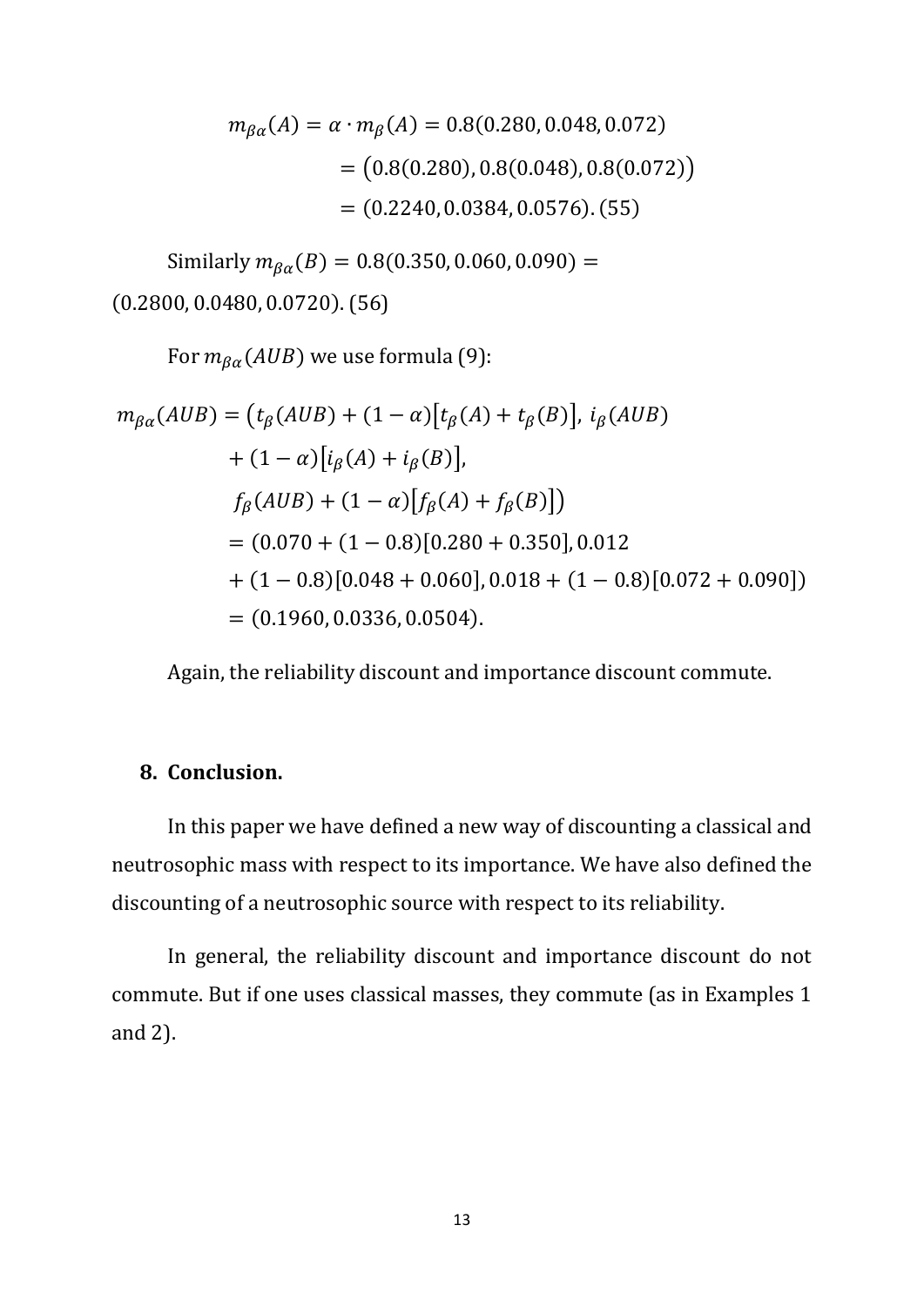$$
\begin{aligned}
m_{\beta\alpha}(A) = \alpha \cdot m_{\beta}(A) &= 0.8(0.280, 0.048, 0.072) \\
&= \big(0.8(0.280), 0.8(0.048), 0.8(0.072)\big) \\
&= (0.2240, 0.0384, 0.0576). \ (55)
\end{aligned}
$$

Similarly $m_{\beta\alpha}(B) = 0.8(0.350, 0.060, 0.090) = (0.2800, 0.0480, 0.0720)$. (56)

For $m_{\beta\alpha}(AUB)$ we use formula (9):

$$
\begin{aligned}
m_{\beta\alpha}(AUB) &= \big(t_{\beta}(AUB) + (1-\alpha)\big[t_{\beta}(A) + t_{\beta}(B)\big],\ i_{\beta}(AUB) \\
&\quad + (1-\alpha)\big[i_{\beta}(A) + i_{\beta}(B)\big], \\
&\quad f_{\beta}(AUB) + (1-\alpha)\big[f_{\beta}(A) + f_{\beta}(B)\big]\big) \\
&= (0.070 + (1-0.8)[0.280 + 0.350], 0.012 \\
&\quad + (1-0.8)[0.048 + 0.060], 0.018 + (1-0.8)[0.072 + 0.090]) \\
&= (0.1960, 0.0336, 0.0504).
\end{aligned}
$$

Again, the reliability discount and importance discount commute.

## 8. Conclusion.

In this paper we have defined a new way of discounting a classical and neutrosophic mass with respect to its importance. We have also defined the discounting of a neutrosophic source with respect to its reliability.

In general, the reliability discount and importance discount do not commute. But if one uses classical masses, they commute (as in Examples 1 and 2).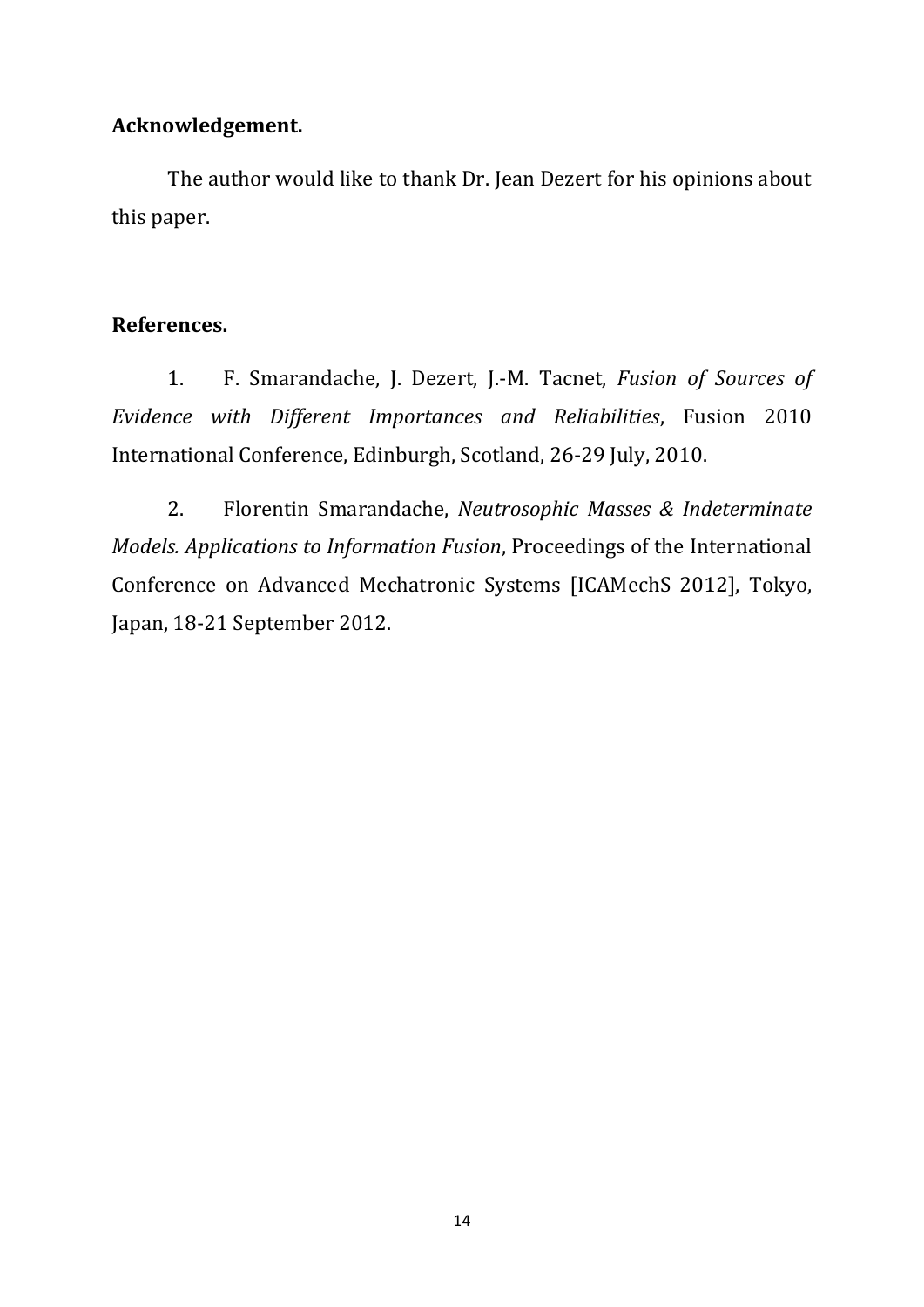**Acknowledgement.**

The author would like to thank Dr. Jean Dezert for his opinions about this paper.

**References.**

1. F. Smarandache, J. Dezert, J.-M. Tacnet, *Fusion of Sources of Evidence with Different Importances and Reliabilities*, Fusion 2010 International Conference, Edinburgh, Scotland, 26-29 July, 2010.

2. Florentin Smarandache, *Neutrosophic Masses & Indeterminate Models. Applications to Information Fusion*, Proceedings of the International Conference on Advanced Mechatronic Systems [ICAMechS 2012], Tokyo, Japan, 18-21 September 2012.